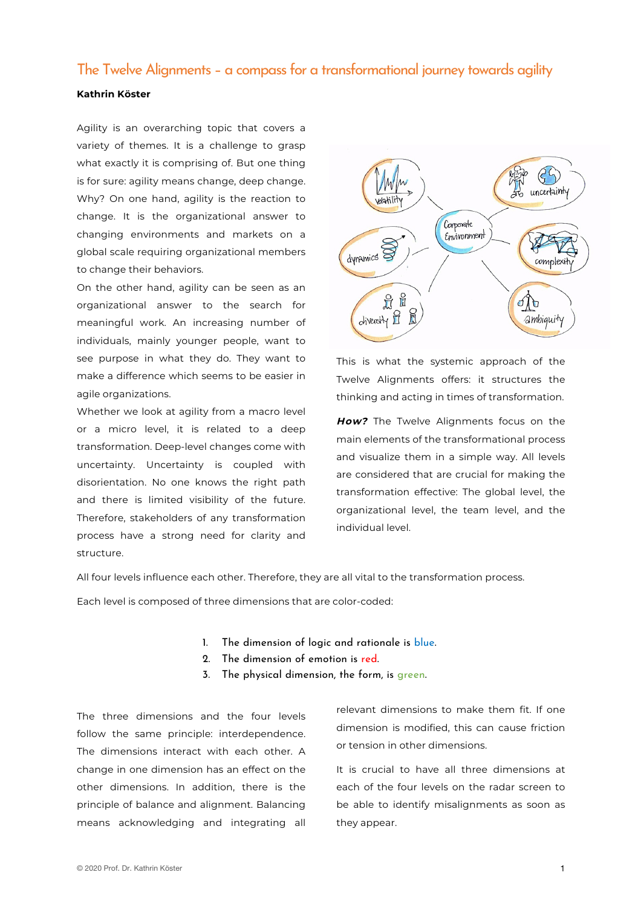# The Twelve Alignments – a compass for a transformational journey towards agility

**Kathrin Köster**

Agility is an overarching topic that covers a variety of themes. It is a challenge to grasp what exactly it is comprising of. But one thing is for sure: agility means change, deep change. Why? On one hand, agility is the reaction to change. It is the organizational answer to changing environments and markets on a global scale requiring organizational members to change their behaviors.

On the other hand, agility can be seen as an organizational answer to the search for meaningful work. An increasing number of individuals, mainly younger people, want to see purpose in what they do. They want to make a difference which seems to be easier in agile organizations.

Whether we look at agility from a macro level or a micro level, it is related to a deep transformation. Deep-level changes come with uncertainty. Uncertainty is coupled with disorientation. No one knows the right path and there is limited visibility of the future. Therefore, stakeholders of any transformation process have a strong need for clarity and structure.

This is what the systemic approach of the Twelve Alignments offers: it structures the thinking and acting in times of transformation.

***How?*** The Twelve Alignments focus on the main elements of the transformational process and visualize them in a simple way. All levels are considered that are crucial for making the transformation effective: The global level, the organizational level, the team level, and the individual level.

All four levels influence each other. Therefore, they are all vital to the transformation process.

Each level is composed of three dimensions that are color-coded:

1. The dimension of logic and rationale is blue.
2. The dimension of emotion is red.
3. The physical dimension, the form, is green.

The three dimensions and the four levels follow the same principle: interdependence. The dimensions interact with each other. A change in one dimension has an effect on the other dimensions. In addition, there is the principle of balance and alignment. Balancing means acknowledging and integrating all relevant dimensions to make them fit. If one dimension is modified, this can cause friction or tension in other dimensions.

It is crucial to have all three dimensions at each of the four levels on the radar screen to be able to identify misalignments as soon as they appear.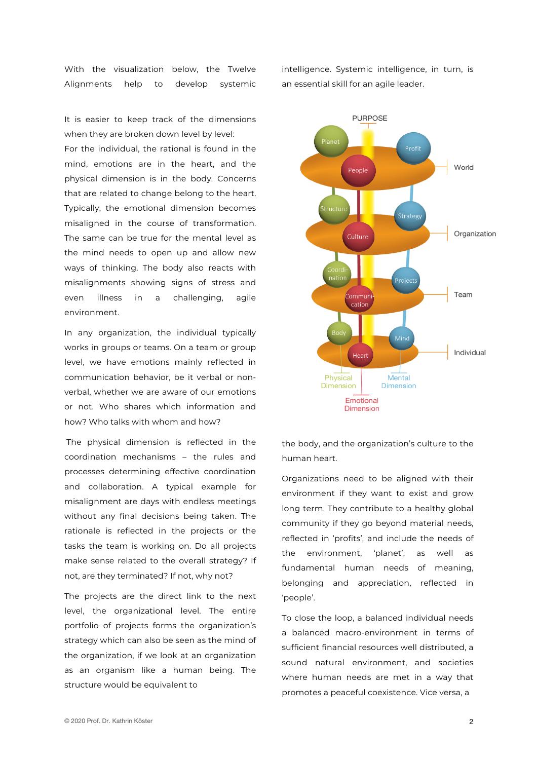With the visualization below, the Twelve Alignments help to develop systemic intelligence. Systemic intelligence, in turn, is an essential skill for an agile leader.

It is easier to keep track of the dimensions when they are broken down level by level:
For the individual, the rational is found in the mind, emotions are in the heart, and the physical dimension is in the body. Concerns that are related to change belong to the heart. Typically, the emotional dimension becomes misaligned in the course of transformation. The same can be true for the mental level as the mind needs to open up and allow new ways of thinking. The body also reacts with misalignments showing signs of stress and even illness in a challenging, agile environment.

In any organization, the individual typically works in groups or teams. On a team or group level, we have emotions mainly reflected in communication behavior, be it verbal or non-verbal, whether we are aware of our emotions or not. Who shares which information and how? Who talks with whom and how?

The physical dimension is reflected in the coordination mechanisms – the rules and processes determining effective coordination and collaboration. A typical example for misalignment are days with endless meetings without any final decisions being taken. The rationale is reflected in the projects or the tasks the team is working on. Do all projects make sense related to the overall strategy? If not, are they terminated? If not, why not?

The projects are the direct link to the next level, the organizational level. The entire portfolio of projects forms the organization's strategy which can also be seen as the mind of the organization, if we look at an organization as an organism like a human being. The structure would be equivalent to the body, and the organization's culture to the human heart.

Organizations need to be aligned with their environment if they want to exist and grow long term. They contribute to a healthy global community if they go beyond material needs, reflected in 'profits', and include the needs of the environment, 'planet', as well as fundamental human needs of meaning, belonging and appreciation, reflected in 'people'.

To close the loop, a balanced individual needs a balanced macro-environment in terms of sufficient financial resources well distributed, a sound natural environment, and societies where human needs are met in a way that promotes a peaceful coexistence. Vice versa, a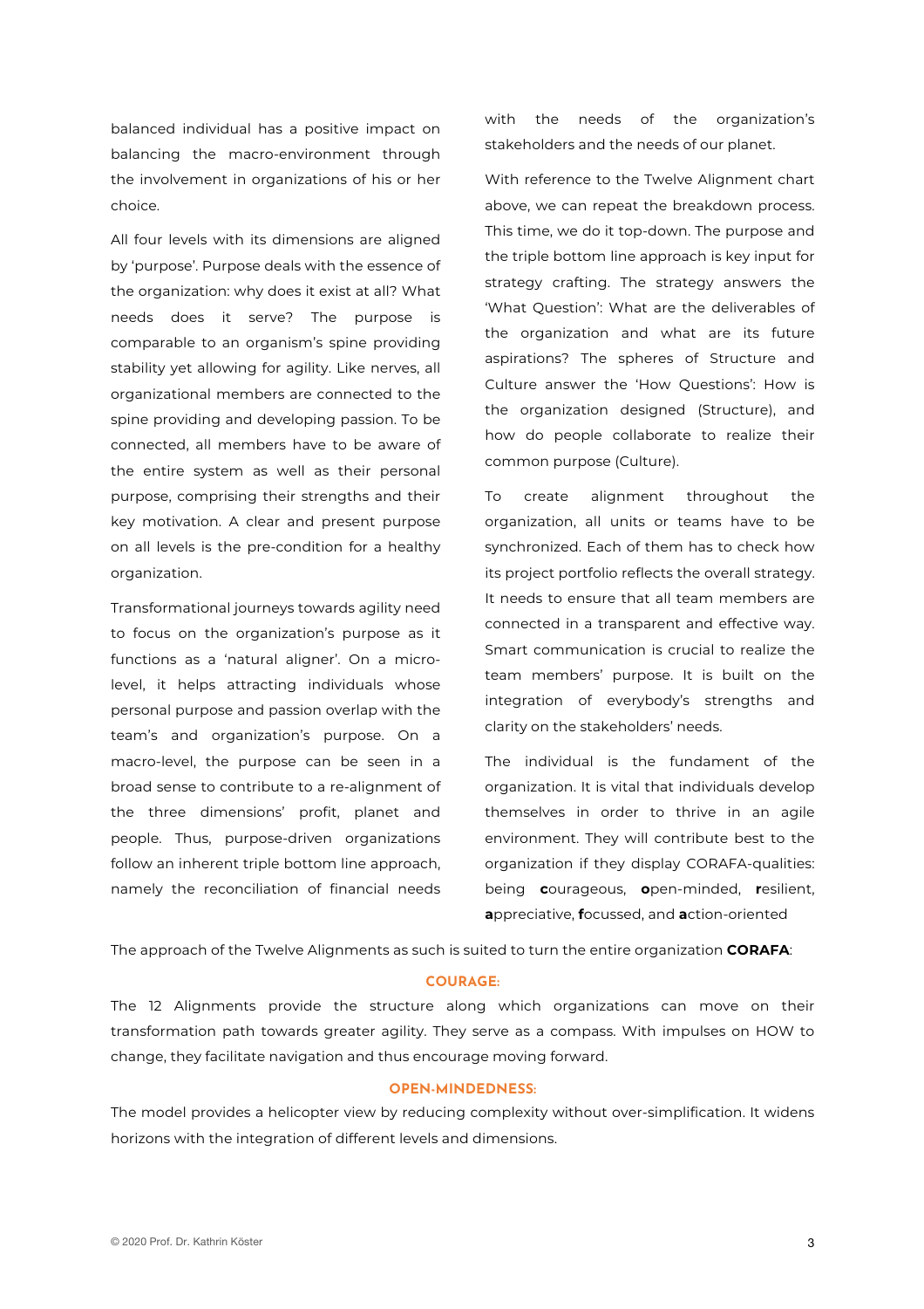balanced individual has a positive impact on balancing the macro-environment through the involvement in organizations of his or her choice.

All four levels with its dimensions are aligned by 'purpose'. Purpose deals with the essence of the organization: why does it exist at all? What needs does it serve? The purpose is comparable to an organism's spine providing stability yet allowing for agility. Like nerves, all organizational members are connected to the spine providing and developing passion. To be connected, all members have to be aware of the entire system as well as their personal purpose, comprising their strengths and their key motivation. A clear and present purpose on all levels is the pre-condition for a healthy organization.

Transformational journeys towards agility need to focus on the organization's purpose as it functions as a 'natural aligner'. On a micro-level, it helps attracting individuals whose personal purpose and passion overlap with the team's and organization's purpose. On a macro-level, the purpose can be seen in a broad sense to contribute to a re-alignment of the three dimensions' profit, planet and people. Thus, purpose-driven organizations follow an inherent triple bottom line approach, namely the reconciliation of financial needs with the needs of the organization's stakeholders and the needs of our planet.

With reference to the Twelve Alignment chart above, we can repeat the breakdown process. This time, we do it top-down. The purpose and the triple bottom line approach is key input for strategy crafting. The strategy answers the 'What Question': What are the deliverables of the organization and what are its future aspirations? The spheres of Structure and Culture answer the 'How Questions': How is the organization designed (Structure), and how do people collaborate to realize their common purpose (Culture).

To create alignment throughout the organization, all units or teams have to be synchronized. Each of them has to check how its project portfolio reflects the overall strategy. It needs to ensure that all team members are connected in a transparent and effective way. Smart communication is crucial to realize the team members' purpose. It is built on the integration of everybody's strengths and clarity on the stakeholders' needs.

The individual is the fundament of the organization. It is vital that individuals develop themselves in order to thrive in an agile environment. They will contribute best to the organization if they display CORAFA-qualities: being **c**ourageous, **o**pen-minded, **r**esilient, **a**ppreciative, **f**ocussed, and **a**ction-oriented

The approach of the Twelve Alignments as such is suited to turn the entire organization **CORAFA**:

### COURAGE:

The 12 Alignments provide the structure along which organizations can move on their transformation path towards greater agility. They serve as a compass. With impulses on HOW to change, they facilitate navigation and thus encourage moving forward.

### OPEN-MINDEDNESS:

The model provides a helicopter view by reducing complexity without over-simplification. It widens horizons with the integration of different levels and dimensions.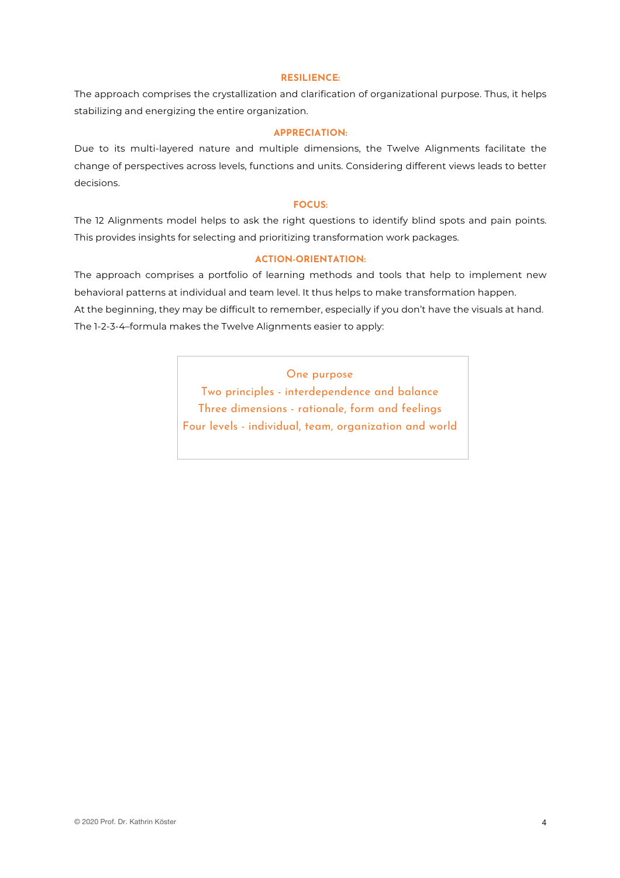**RESILIENCE:**

The approach comprises the crystallization and clarification of organizational purpose. Thus, it helps stabilizing and energizing the entire organization.

**APPRECIATION:**

Due to its multi-layered nature and multiple dimensions, the Twelve Alignments facilitate the change of perspectives across levels, functions and units. Considering different views leads to better decisions.

**FOCUS:**

The 12 Alignments model helps to ask the right questions to identify blind spots and pain points. This provides insights for selecting and prioritizing transformation work packages.

**ACTION-ORIENTATION:**

The approach comprises a portfolio of learning methods and tools that help to implement new behavioral patterns at individual and team level. It thus helps to make transformation happen.

At the beginning, they may be difficult to remember, especially if you don't have the visuals at hand. The 1-2-3-4–formula makes the Twelve Alignments easier to apply:

> One purpose
> Two principles - interdependence and balance
> Three dimensions - rationale, form and feelings
> Four levels - individual, team, organization and world

© 2020 Prof. Dr. Kathrin Köster